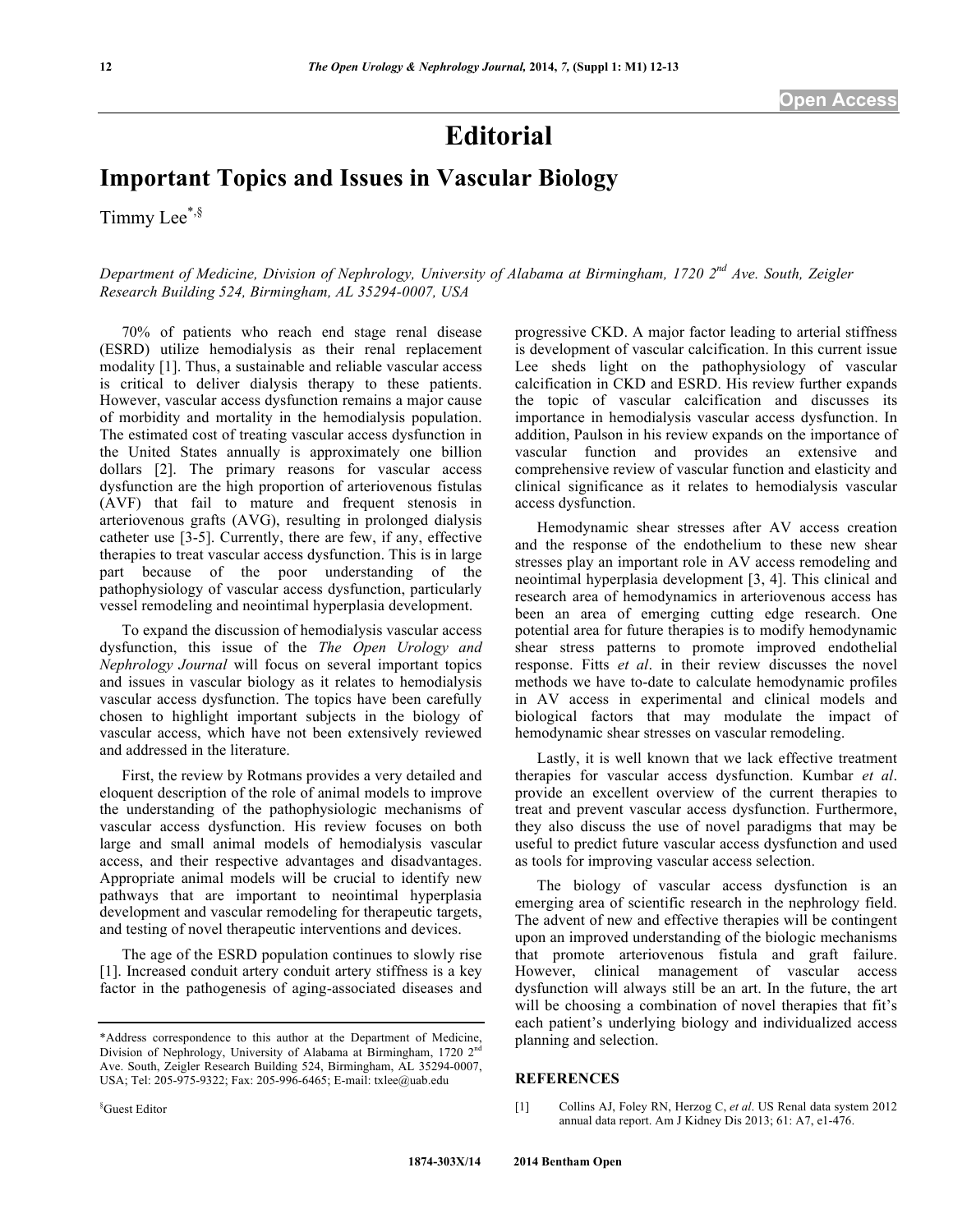Open Access

# Editorial

## Important Topics and Issues in Vascular Biology

Timmy Lee[*,§]

*Department of Medicine, Division of Nephrology, University of Alabama at Birmingham, 1720 2nd Ave. South, Zeigler Research Building 524, Birmingham, AL 35294-0007, USA*

70% of patients who reach end stage renal disease (ESRD) utilize hemodialysis as their renal replacement modality [1]. Thus, a sustainable and reliable vascular access is critical to deliver dialysis therapy to these patients. However, vascular access dysfunction remains a major cause of morbidity and mortality in the hemodialysis population. The estimated cost of treating vascular access dysfunction in the United States annually is approximately one billion dollars [2]. The primary reasons for vascular access dysfunction are the high proportion of arteriovenous fistulas (AVF) that fail to mature and frequent stenosis in arteriovenous grafts (AVG), resulting in prolonged dialysis catheter use [3-5]. Currently, there are few, if any, effective therapies to treat vascular access dysfunction. This is in large part because of the poor understanding of the pathophysiology of vascular access dysfunction, particularly vessel remodeling and neointimal hyperplasia development.

To expand the discussion of hemodialysis vascular access dysfunction, this issue of the *The Open Urology and Nephrology Journal* will focus on several important topics and issues in vascular biology as it relates to hemodialysis vascular access dysfunction. The topics have been carefully chosen to highlight important subjects in the biology of vascular access, which have not been extensively reviewed and addressed in the literature.

First, the review by Rotmans provides a very detailed and eloquent description of the role of animal models to improve the understanding of the pathophysiologic mechanisms of vascular access dysfunction. His review focuses on both large and small animal models of hemodialysis vascular access, and their respective advantages and disadvantages. Appropriate animal models will be crucial to identify new pathways that are important to neointimal hyperplasia development and vascular remodeling for therapeutic targets, and testing of novel therapeutic interventions and devices.

The age of the ESRD population continues to slowly rise [1]. Increased conduit artery conduit artery stiffness is a key factor in the pathogenesis of aging-associated diseases and progressive CKD. A major factor leading to arterial stiffness is development of vascular calcification. In this current issue Lee sheds light on the pathophysiology of vascular calcification in CKD and ESRD. His review further expands the topic of vascular calcification and discusses its importance in hemodialysis vascular access dysfunction. In addition, Paulson in his review expands on the importance of vascular function and provides an extensive and comprehensive review of vascular function and elasticity and clinical significance as it relates to hemodialysis vascular access dysfunction.

Hemodynamic shear stresses after AV access creation and the response of the endothelium to these new shear stresses play an important role in AV access remodeling and neointimal hyperplasia development [3, 4]. This clinical and research area of hemodynamics in arteriovenous access has been an area of emerging cutting edge research. One potential area for future therapies is to modify hemodynamic shear stress patterns to promote improved endothelial response. Fitts *et al*. in their review discusses the novel methods we have to-date to calculate hemodynamic profiles in AV access in experimental and clinical models and biological factors that may modulate the impact of hemodynamic shear stresses on vascular remodeling.

Lastly, it is well known that we lack effective treatment therapies for vascular access dysfunction. Kumbar *et al*. provide an excellent overview of the current therapies to treat and prevent vascular access dysfunction. Furthermore, they also discuss the use of novel paradigms that may be useful to predict future vascular access dysfunction and used as tools for improving vascular access selection.

The biology of vascular access dysfunction is an emerging area of scientific research in the nephrology field. The advent of new and effective therapies will be contingent upon an improved understanding of the biologic mechanisms that promote arteriovenous fistula and graft failure. However, clinical management of vascular access dysfunction will always still be an art. In the future, the art will be choosing a combination of novel therapies that fit's each patient's underlying biology and individualized access planning and selection.

*Address correspondence to this author at the Department of Medicine, Division of Nephrology, University of Alabama at Birmingham, 1720 2nd Ave. South, Zeigler Research Building 524, Birmingham, AL 35294-0007, USA; Tel: 205-975-9322; Fax: 205-996-6465; E-mail: txlee@uab.edu

§Guest Editor

## REFERENCES

[1] Collins AJ, Foley RN, Herzog C, *et al*. US Renal data system 2012 annual data report. Am J Kidney Dis 2013; 61: A7, e1-476.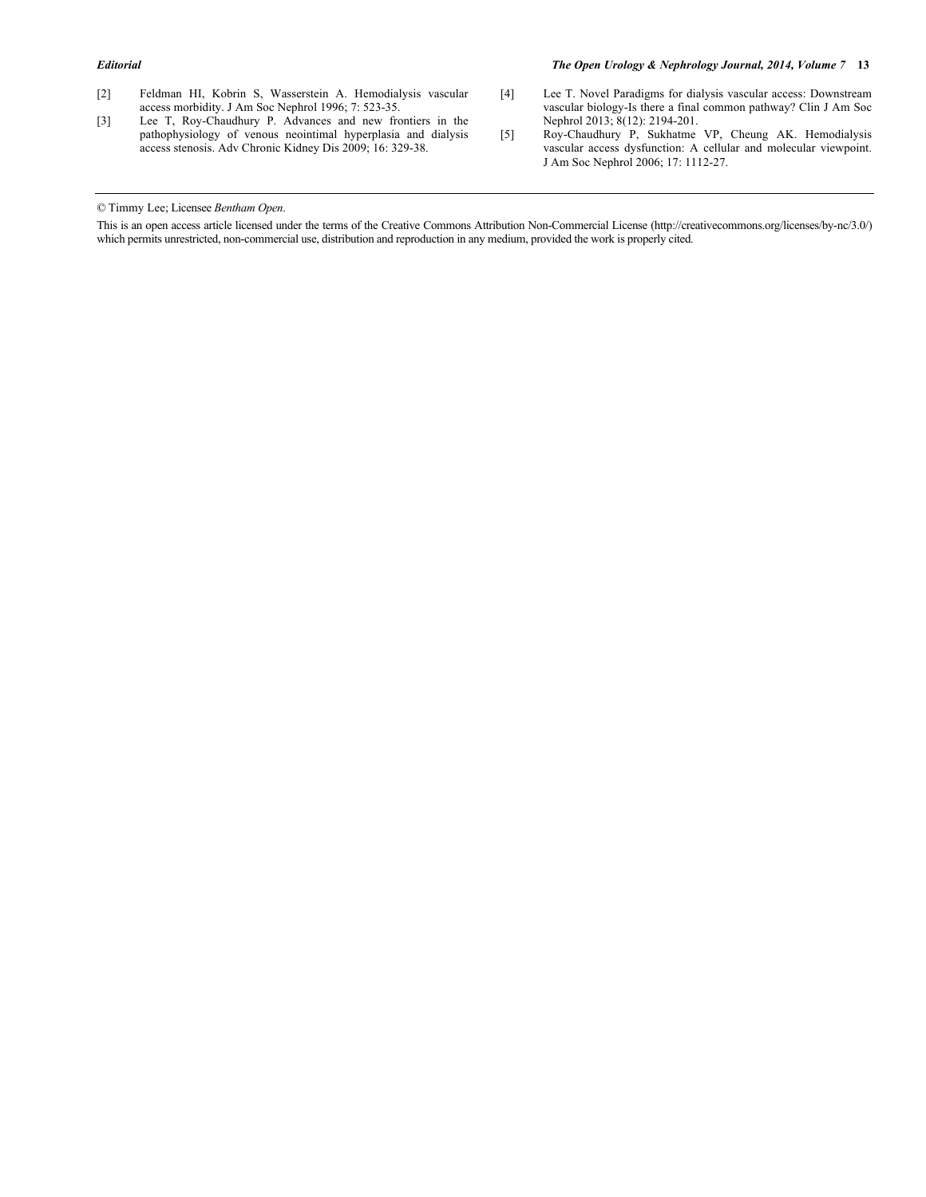[2] Feldman HI, Kobrin S, Wasserstein A. Hemodialysis vascular access morbidity. J Am Soc Nephrol 1996; 7: 523-35.

[3] Lee T, Roy-Chaudhury P. Advances and new frontiers in the pathophysiology of venous neointimal hyperplasia and dialysis access stenosis. Adv Chronic Kidney Dis 2009; 16: 329-38.

[4] Lee T. Novel Paradigms for dialysis vascular access: Downstream vascular biology-Is there a final common pathway? Clin J Am Soc Nephrol 2013; 8(12): 2194-201.

[5] Roy-Chaudhury P, Sukhatme VP, Cheung AK. Hemodialysis vascular access dysfunction: A cellular and molecular viewpoint. J Am Soc Nephrol 2006; 17: 1112-27.

---

© Timmy Lee; Licensee *Bentham Open*.

This is an open access article licensed under the terms of the Creative Commons Attribution Non-Commercial License (http://creativecommons.org/licenses/by-nc/3.0/) which permits unrestricted, non-commercial use, distribution and reproduction in any medium, provided the work is properly cited.